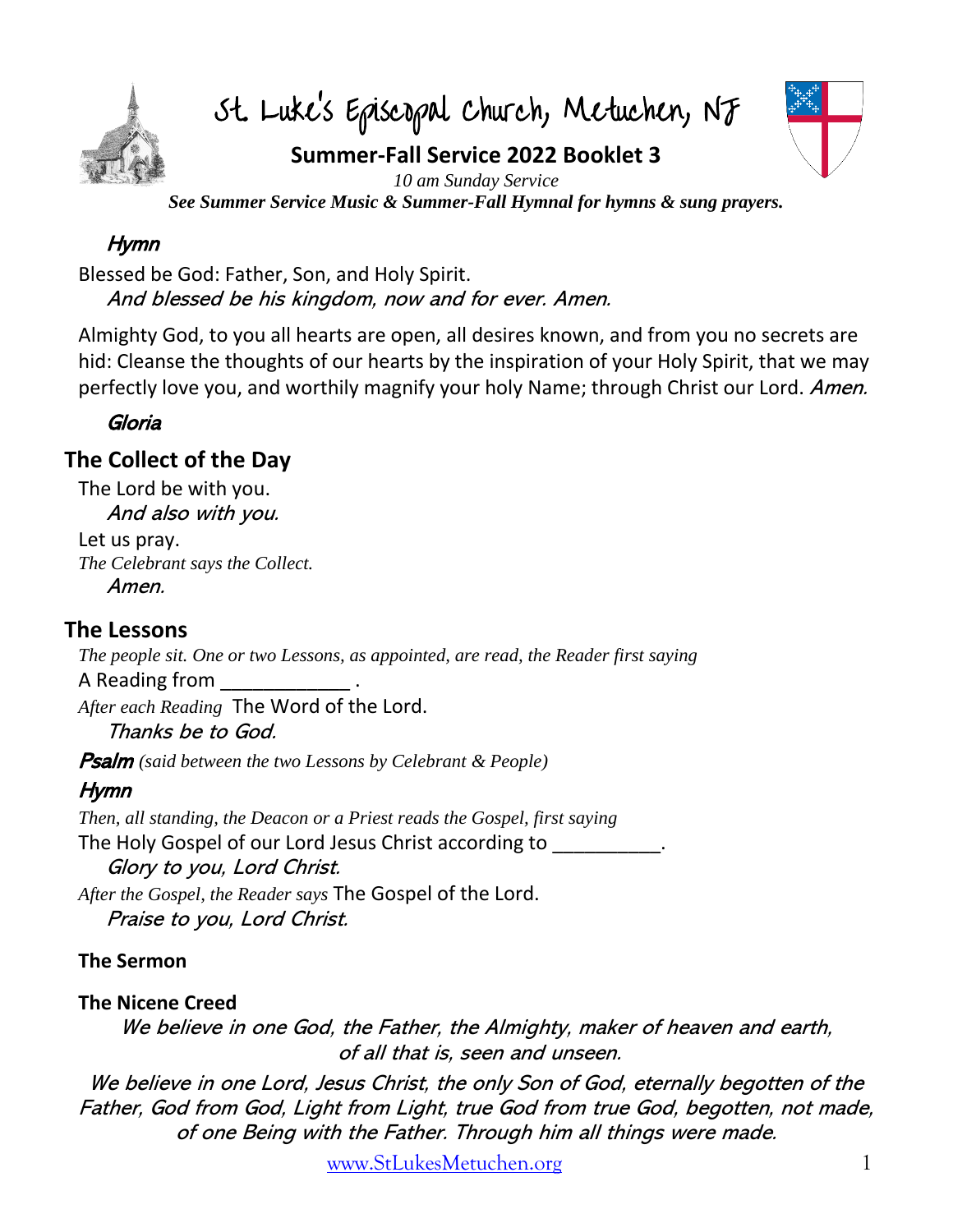# St. Luke's Episcopal Church, Metuchen, NJ

**Summer-Fall Service 2022 Booklet 3**

*10 am Sunday Service*

***See Summer Service Music & Summer-Fall Hymnal for hymns & sung prayers.***

*Hymn*

Blessed be God: Father, Son, and Holy Spirit.
*And blessed be his kingdom, now and for ever. Amen.*

Almighty God, to you all hearts are open, all desires known, and from you no secrets are hid: Cleanse the thoughts of our hearts by the inspiration of your Holy Spirit, that we may perfectly love you, and worthily magnify your holy Name; through Christ our Lord. *Amen.*

*Gloria*

## The Collect of the Day

The Lord be with you.
*And also with you.*
Let us pray.
*The Celebrant says the Collect.*
*Amen.*

## The Lessons

*The people sit. One or two Lessons, as appointed, are read, the Reader first saying*
A Reading from ____________ .
*After each Reading* The Word of the Lord.
*Thanks be to God.*

***Psalm*** *(said between the two Lessons by Celebrant & People)*

***Hymn***

*Then, all standing, the Deacon or a Priest reads the Gospel, first saying*
The Holy Gospel of our Lord Jesus Christ according to __________.
*Glory to you, Lord Christ.*
*After the Gospel, the Reader says* The Gospel of the Lord.
*Praise to you, Lord Christ.*

**The Sermon**

**The Nicene Creed**

*We believe in one God, the Father, the Almighty, maker of heaven and earth, of all that is, seen and unseen.*

*We believe in one Lord, Jesus Christ, the only Son of God, eternally begotten of the Father, God from God, Light from Light, true God from true God, begotten, not made, of one Being with the Father. Through him all things were made.*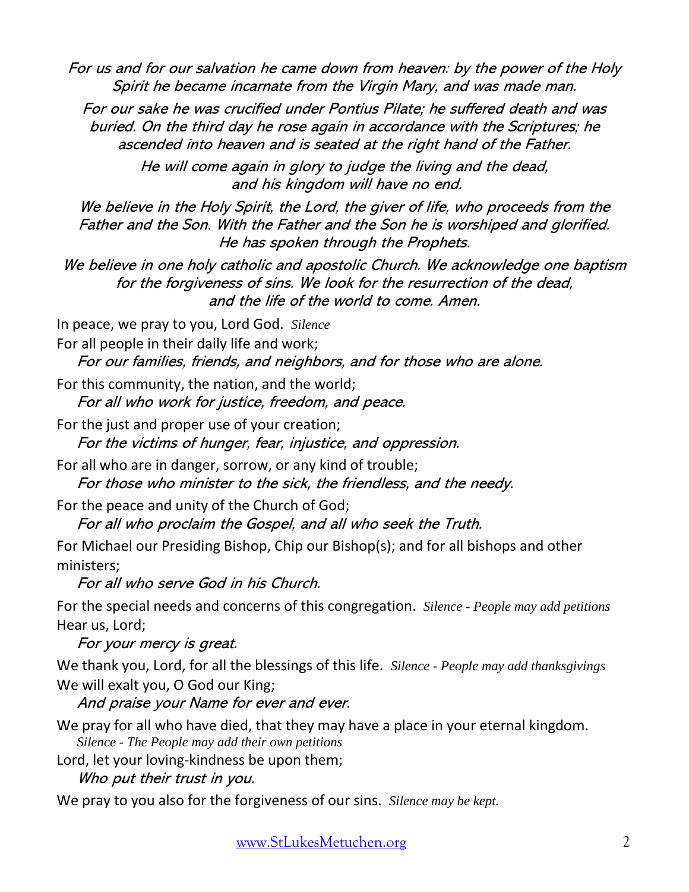*For us and for our salvation he came down from heaven: by the power of the Holy Spirit he became incarnate from the Virgin Mary, and was made man.*

*For our sake he was crucified under Pontius Pilate; he suffered death and was buried. On the third day he rose again in accordance with the Scriptures; he ascended into heaven and is seated at the right hand of the Father.*

*He will come again in glory to judge the living and the dead, and his kingdom will have no end.*

*We believe in the Holy Spirit, the Lord, the giver of life, who proceeds from the Father and the Son. With the Father and the Son he is worshiped and glorified. He has spoken through the Prophets.*

*We believe in one holy catholic and apostolic Church. We acknowledge one baptism for the forgiveness of sins. We look for the resurrection of the dead, and the life of the world to come. Amen.*

In peace, we pray to you, Lord God. *Silence*

For all people in their daily life and work;
*For our families, friends, and neighbors, and for those who are alone.*

For this community, the nation, and the world;
*For all who work for justice, freedom, and peace.*

For the just and proper use of your creation;
*For the victims of hunger, fear, injustice, and oppression.*

For all who are in danger, sorrow, or any kind of trouble;
*For those who minister to the sick, the friendless, and the needy.*

For the peace and unity of the Church of God;
*For all who proclaim the Gospel, and all who seek the Truth.*

For Michael our Presiding Bishop, Chip our Bishop(s); and for all bishops and other ministers;
*For all who serve God in his Church.*

For the special needs and concerns of this congregation. *Silence - People may add petitions*
Hear us, Lord;
*For your mercy is great.*

We thank you, Lord, for all the blessings of this life. *Silence - People may add thanksgivings*
We will exalt you, O God our King;
*And praise your Name for ever and ever.*

We pray for all who have died, that they may have a place in your eternal kingdom.
*Silence - The People may add their own petitions*
Lord, let your loving-kindness be upon them;
*Who put their trust in you.*

We pray to you also for the forgiveness of our sins. *Silence may be kept.*

www.StLukesMetuchen.org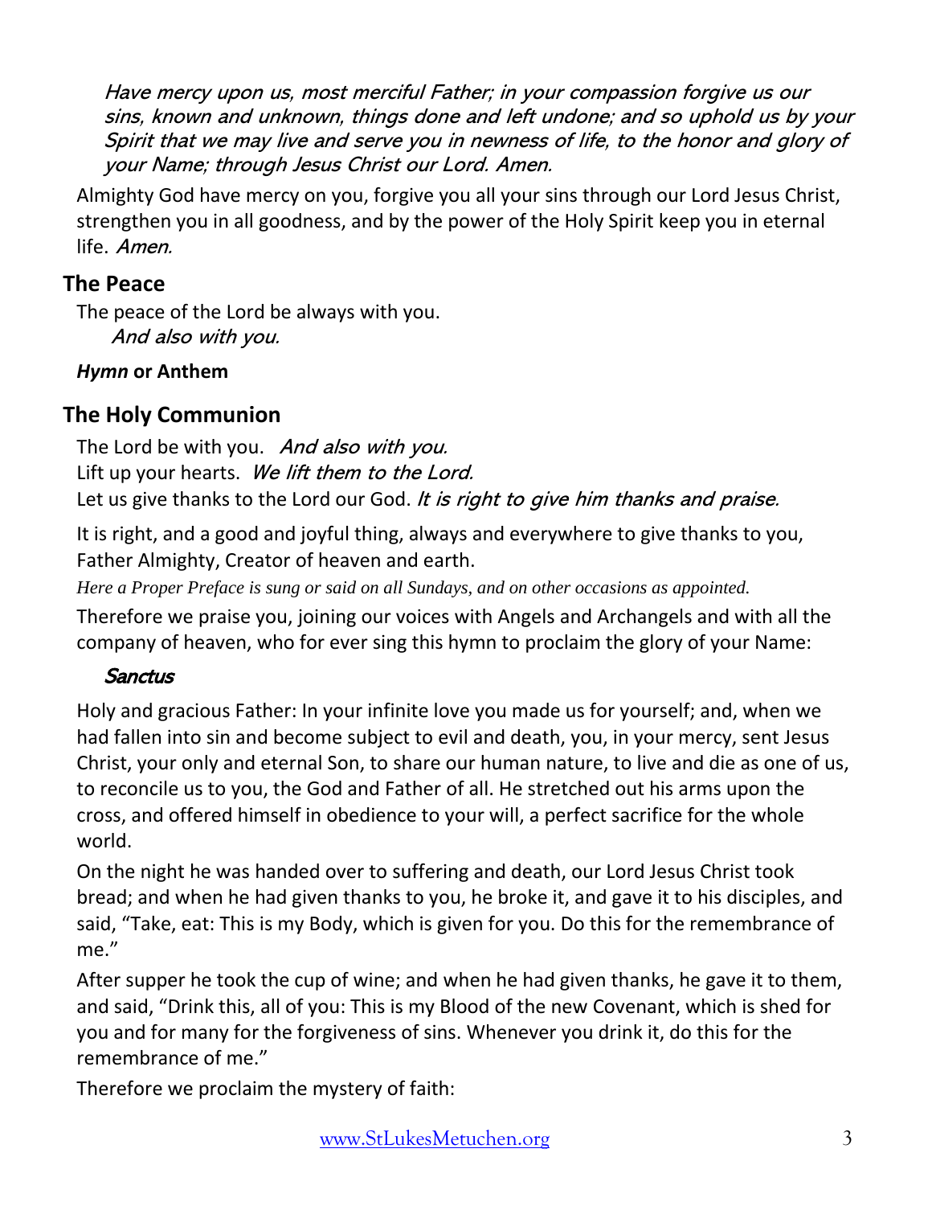*Have mercy upon us, most merciful Father; in your compassion forgive us our sins, known and unknown, things done and left undone; and so uphold us by your Spirit that we may live and serve you in newness of life, to the honor and glory of your Name; through Jesus Christ our Lord. Amen.*

Almighty God have mercy on you, forgive you all your sins through our Lord Jesus Christ, strengthen you in all goodness, and by the power of the Holy Spirit keep you in eternal life. *Amen.*

## The Peace

The peace of the Lord be always with you.
*And also with you.*

***Hymn* or Anthem**

## The Holy Communion

The Lord be with you. *And also with you.*
Lift up your hearts. *We lift them to the Lord.*
Let us give thanks to the Lord our God. *It is right to give him thanks and praise.*

It is right, and a good and joyful thing, always and everywhere to give thanks to you, Father Almighty, Creator of heaven and earth.

*Here a Proper Preface is sung or said on all Sundays, and on other occasions as appointed.*

Therefore we praise you, joining our voices with Angels and Archangels and with all the company of heaven, who for ever sing this hymn to proclaim the glory of your Name:

*Sanctus*

Holy and gracious Father: In your infinite love you made us for yourself; and, when we had fallen into sin and become subject to evil and death, you, in your mercy, sent Jesus Christ, your only and eternal Son, to share our human nature, to live and die as one of us, to reconcile us to you, the God and Father of all. He stretched out his arms upon the cross, and offered himself in obedience to your will, a perfect sacrifice for the whole world.

On the night he was handed over to suffering and death, our Lord Jesus Christ took bread; and when he had given thanks to you, he broke it, and gave it to his disciples, and said, "Take, eat: This is my Body, which is given for you. Do this for the remembrance of me."

After supper he took the cup of wine; and when he had given thanks, he gave it to them, and said, "Drink this, all of you: This is my Blood of the new Covenant, which is shed for you and for many for the forgiveness of sins. Whenever you drink it, do this for the remembrance of me."

Therefore we proclaim the mystery of faith: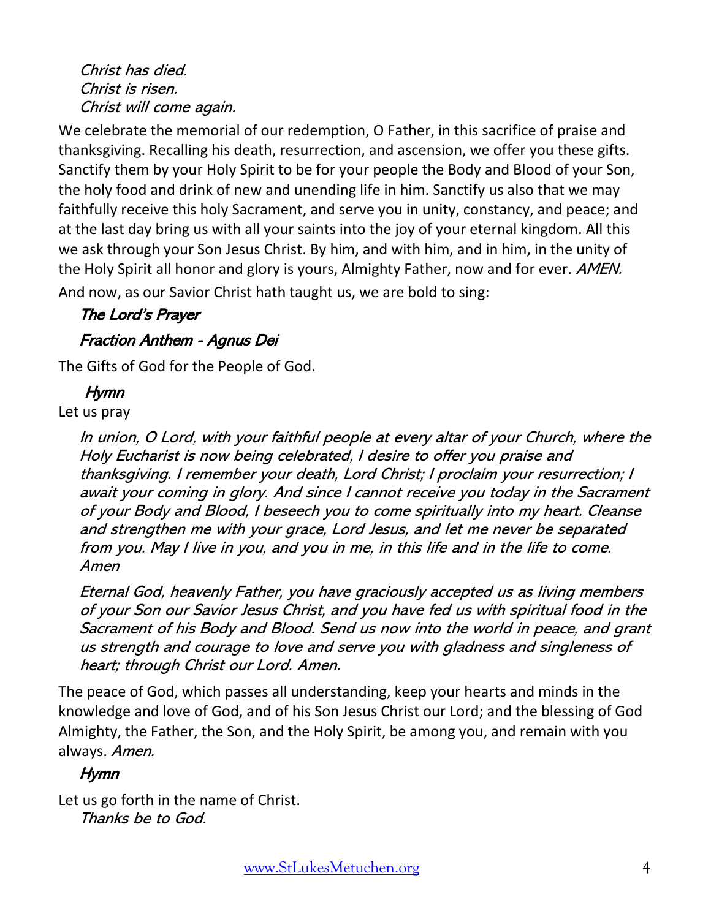*Christ has died.*
*Christ is risen.*
*Christ will come again.*

We celebrate the memorial of our redemption, O Father, in this sacrifice of praise and thanksgiving. Recalling his death, resurrection, and ascension, we offer you these gifts. Sanctify them by your Holy Spirit to be for your people the Body and Blood of your Son, the holy food and drink of new and unending life in him. Sanctify us also that we may faithfully receive this holy Sacrament, and serve you in unity, constancy, and peace; and at the last day bring us with all your saints into the joy of your eternal kingdom. All this we ask through your Son Jesus Christ. By him, and with him, and in him, in the unity of the Holy Spirit all honor and glory is yours, Almighty Father, now and for ever. *AMEN.*

And now, as our Savior Christ hath taught us, we are bold to sing:

*The Lord's Prayer*

*Fraction Anthem - Agnus Dei*

The Gifts of God for the People of God.

*Hymn*

Let us pray

*In union, O Lord, with your faithful people at every altar of your Church, where the Holy Eucharist is now being celebrated, I desire to offer you praise and thanksgiving. I remember your death, Lord Christ; I proclaim your resurrection; I await your coming in glory. And since I cannot receive you today in the Sacrament of your Body and Blood, I beseech you to come spiritually into my heart. Cleanse and strengthen me with your grace, Lord Jesus, and let me never be separated from you. May I live in you, and you in me, in this life and in the life to come. Amen*

*Eternal God, heavenly Father, you have graciously accepted us as living members of your Son our Savior Jesus Christ, and you have fed us with spiritual food in the Sacrament of his Body and Blood. Send us now into the world in peace, and grant us strength and courage to love and serve you with gladness and singleness of heart; through Christ our Lord. Amen.*

The peace of God, which passes all understanding, keep your hearts and minds in the knowledge and love of God, and of his Son Jesus Christ our Lord; and the blessing of God Almighty, the Father, the Son, and the Holy Spirit, be among you, and remain with you always. *Amen.*

*Hymn*

Let us go forth in the name of Christ.
*Thanks be to God.*

www.StLukesMetuchen.org